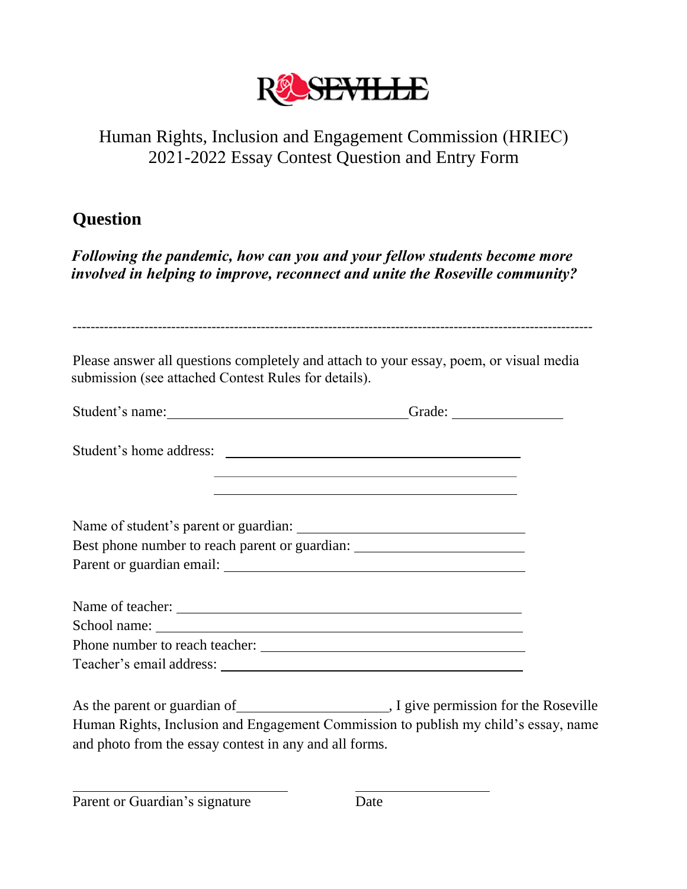ROSEVILLE

Human Rights, Inclusion and Engagement Commission (HRIEC)
2021-2022 Essay Contest Question and Entry Form

## Question

***Following the pandemic, how can you and your fellow students become more involved in helping to improve, reconnect and unite the Roseville community?***

---

Please answer all questions completely and attach to your essay, poem, or visual media submission (see attached Contest Rules for details).

Student's name: ________________________________ Grade: ______________

Student's home address: ________________________________________
________________________________________
________________________________________

Name of student's parent or guardian: ______________________________
Best phone number to reach parent or guardian: ______________________
Parent or guardian email: ________________________________________

Name of teacher: ________________________________________________
School name: ___________________________________________________
Phone number to reach teacher: ___________________________________
Teacher's email address: _________________________________________

As the parent or guardian of____________________, I give permission for the Roseville Human Rights, Inclusion and Engagement Commission to publish my child's essay, name and photo from the essay contest in any and all forms.

______________________________ ____________________
Parent or Guardian's signature Date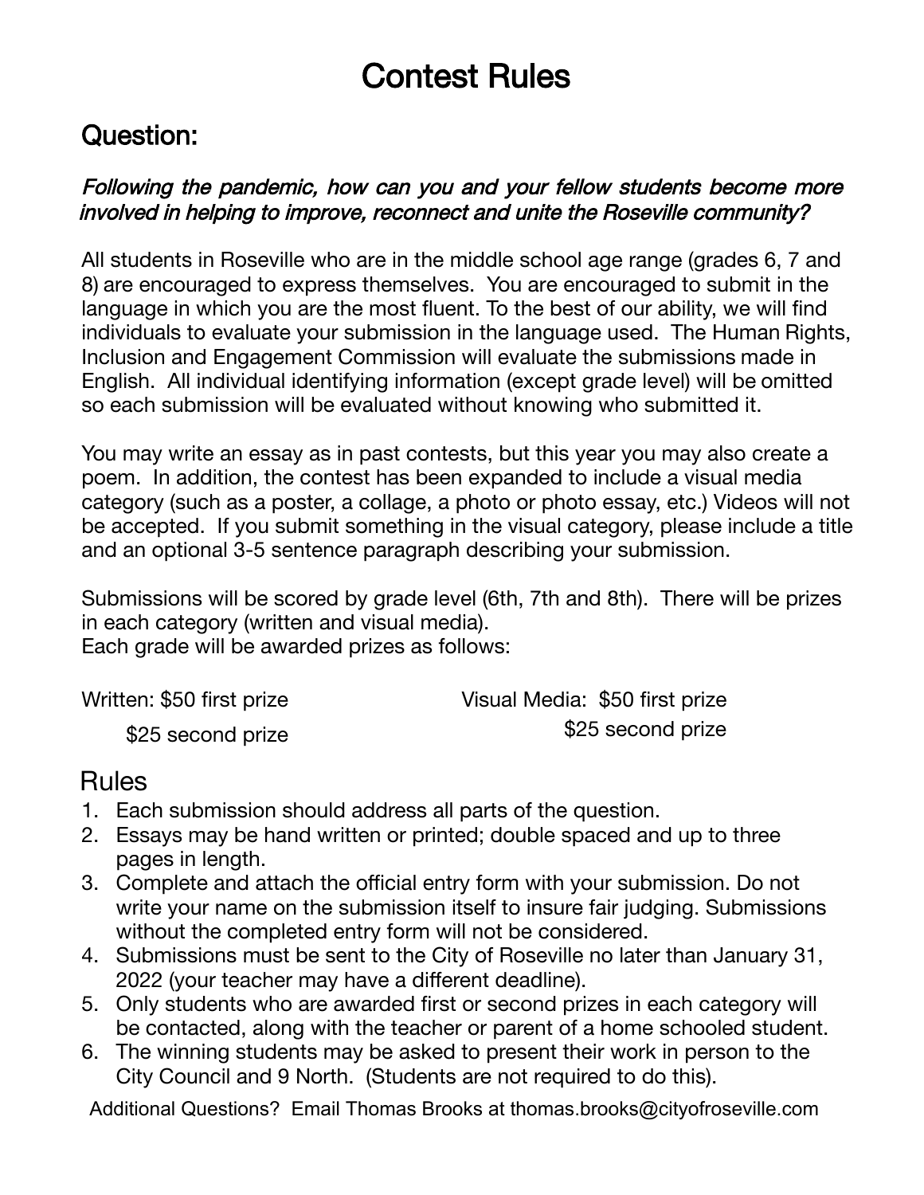# Contest Rules

## Question:

***Following the pandemic, how can you and your fellow students become more involved in helping to improve, reconnect and unite the Roseville community?***

All students in Roseville who are in the middle school age range (grades 6, 7 and 8) are encouraged to express themselves. You are encouraged to submit in the language in which you are the most fluent. To the best of our ability, we will find individuals to evaluate your submission in the language used. The Human Rights, Inclusion and Engagement Commission will evaluate the submissions made in English. All individual identifying information (except grade level) will be omitted so each submission will be evaluated without knowing who submitted it.

You may write an essay as in past contests, but this year you may also create a poem. In addition, the contest has been expanded to include a visual media category (such as a poster, a collage, a photo or photo essay, etc.) Videos will not be accepted. If you submit something in the visual category, please include a title and an optional 3-5 sentence paragraph describing your submission.

Submissions will be scored by grade level (6th, 7th and 8th). There will be prizes in each category (written and visual media).
Each grade will be awarded prizes as follows:

Written: $50 first prize
$25 second prize

Visual Media: $50 first prize
$25 second prize

## Rules

1. Each submission should address all parts of the question.
2. Essays may be hand written or printed; double spaced and up to three pages in length.
3. Complete and attach the official entry form with your submission. Do not write your name on the submission itself to insure fair judging. Submissions without the completed entry form will not be considered.
4. Submissions must be sent to the City of Roseville no later than January 31, 2022 (your teacher may have a different deadline).
5. Only students who are awarded first or second prizes in each category will be contacted, along with the teacher or parent of a home schooled student.
6. The winning students may be asked to present their work in person to the City Council and 9 North. (Students are not required to do this).

Additional Questions? Email Thomas Brooks at thomas.brooks@cityofroseville.com